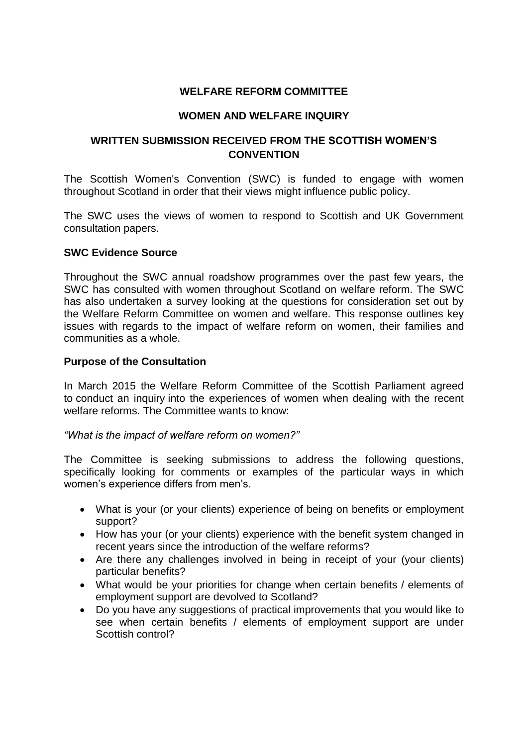# WELFARE REFORM COMMITTEE

## WOMEN AND WELFARE INQUIRY

## WRITTEN SUBMISSION RECEIVED FROM THE SCOTTISH WOMEN'S CONVENTION

The Scottish Women's Convention (SWC) is funded to engage with women throughout Scotland in order that their views might influence public policy.

The SWC uses the views of women to respond to Scottish and UK Government consultation papers.

### SWC Evidence Source

Throughout the SWC annual roadshow programmes over the past few years, the SWC has consulted with women throughout Scotland on welfare reform. The SWC has also undertaken a survey looking at the questions for consideration set out by the Welfare Reform Committee on women and welfare. This response outlines key issues with regards to the impact of welfare reform on women, their families and communities as a whole.

### Purpose of the Consultation

In March 2015 the Welfare Reform Committee of the Scottish Parliament agreed to conduct an inquiry into the experiences of women when dealing with the recent welfare reforms. The Committee wants to know:

*"What is the impact of welfare reform on women?"*

The Committee is seeking submissions to address the following questions, specifically looking for comments or examples of the particular ways in which women's experience differs from men's.

- What is your (or your clients) experience of being on benefits or employment support?
- How has your (or your clients) experience with the benefit system changed in recent years since the introduction of the welfare reforms?
- Are there any challenges involved in being in receipt of your (your clients) particular benefits?
- What would be your priorities for change when certain benefits / elements of employment support are devolved to Scotland?
- Do you have any suggestions of practical improvements that you would like to see when certain benefits / elements of employment support are under Scottish control?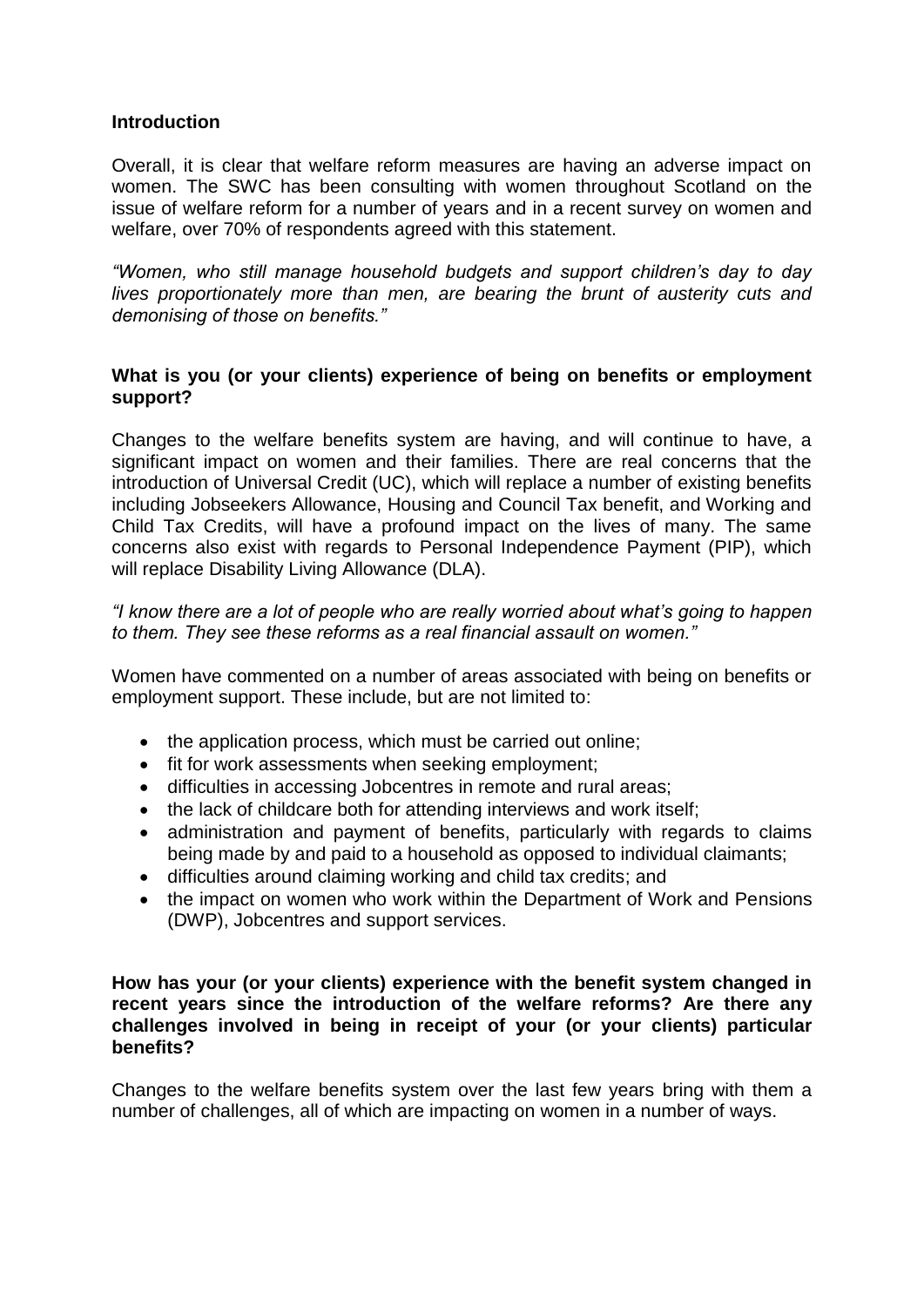**Introduction**

Overall, it is clear that welfare reform measures are having an adverse impact on women. The SWC has been consulting with women throughout Scotland on the issue of welfare reform for a number of years and in a recent survey on women and welfare, over 70% of respondents agreed with this statement.

*"Women, who still manage household budgets and support children's day to day lives proportionately more than men, are bearing the brunt of austerity cuts and demonising of those on benefits."*

**What is you (or your clients) experience of being on benefits or employment support?**

Changes to the welfare benefits system are having, and will continue to have, a significant impact on women and their families. There are real concerns that the introduction of Universal Credit (UC), which will replace a number of existing benefits including Jobseekers Allowance, Housing and Council Tax benefit, and Working and Child Tax Credits, will have a profound impact on the lives of many. The same concerns also exist with regards to Personal Independence Payment (PIP), which will replace Disability Living Allowance (DLA).

*"I know there are a lot of people who are really worried about what's going to happen to them. They see these reforms as a real financial assault on women."*

Women have commented on a number of areas associated with being on benefits or employment support. These include, but are not limited to:

- the application process, which must be carried out online;
- fit for work assessments when seeking employment;
- difficulties in accessing Jobcentres in remote and rural areas;
- the lack of childcare both for attending interviews and work itself;
- administration and payment of benefits, particularly with regards to claims being made by and paid to a household as opposed to individual claimants;
- difficulties around claiming working and child tax credits; and
- the impact on women who work within the Department of Work and Pensions (DWP), Jobcentres and support services.

**How has your (or your clients) experience with the benefit system changed in recent years since the introduction of the welfare reforms? Are there any challenges involved in being in receipt of your (or your clients) particular benefits?**

Changes to the welfare benefits system over the last few years bring with them a number of challenges, all of which are impacting on women in a number of ways.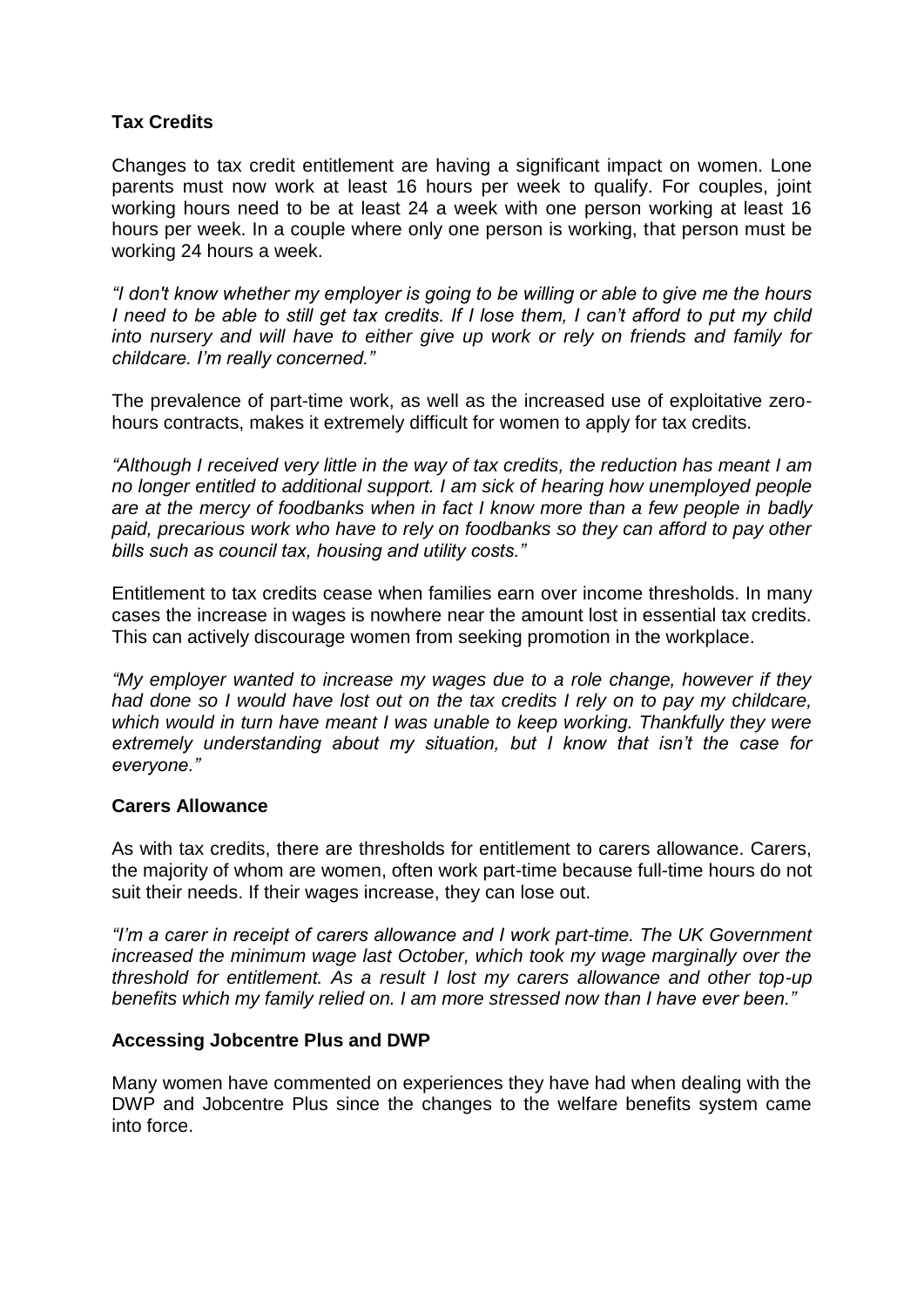## Tax Credits

Changes to tax credit entitlement are having a significant impact on women. Lone parents must now work at least 16 hours per week to qualify. For couples, joint working hours need to be at least 24 a week with one person working at least 16 hours per week. In a couple where only one person is working, that person must be working 24 hours a week.

*"I don't know whether my employer is going to be willing or able to give me the hours I need to be able to still get tax credits. If I lose them, I can't afford to put my child into nursery and will have to either give up work or rely on friends and family for childcare. I'm really concerned."*

The prevalence of part-time work, as well as the increased use of exploitative zero-hours contracts, makes it extremely difficult for women to apply for tax credits.

*"Although I received very little in the way of tax credits, the reduction has meant I am no longer entitled to additional support. I am sick of hearing how unemployed people are at the mercy of foodbanks when in fact I know more than a few people in badly paid, precarious work who have to rely on foodbanks so they can afford to pay other bills such as council tax, housing and utility costs."*

Entitlement to tax credits cease when families earn over income thresholds. In many cases the increase in wages is nowhere near the amount lost in essential tax credits. This can actively discourage women from seeking promotion in the workplace.

*"My employer wanted to increase my wages due to a role change, however if they had done so I would have lost out on the tax credits I rely on to pay my childcare, which would in turn have meant I was unable to keep working. Thankfully they were extremely understanding about my situation, but I know that isn't the case for everyone."*

## Carers Allowance

As with tax credits, there are thresholds for entitlement to carers allowance. Carers, the majority of whom are women, often work part-time because full-time hours do not suit their needs. If their wages increase, they can lose out.

*"I'm a carer in receipt of carers allowance and I work part-time. The UK Government increased the minimum wage last October, which took my wage marginally over the threshold for entitlement. As a result I lost my carers allowance and other top-up benefits which my family relied on. I am more stressed now than I have ever been."*

## Accessing Jobcentre Plus and DWP

Many women have commented on experiences they have had when dealing with the DWP and Jobcentre Plus since the changes to the welfare benefits system came into force.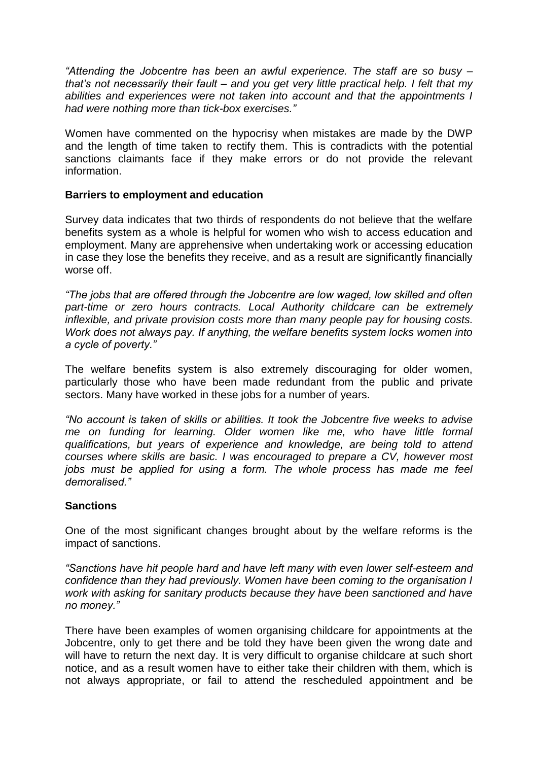*"Attending the Jobcentre has been an awful experience. The staff are so busy – that's not necessarily their fault – and you get very little practical help. I felt that my abilities and experiences were not taken into account and that the appointments I had were nothing more than tick-box exercises."*

Women have commented on the hypocrisy when mistakes are made by the DWP and the length of time taken to rectify them. This is contradicts with the potential sanctions claimants face if they make errors or do not provide the relevant information.

**Barriers to employment and education**

Survey data indicates that two thirds of respondents do not believe that the welfare benefits system as a whole is helpful for women who wish to access education and employment. Many are apprehensive when undertaking work or accessing education in case they lose the benefits they receive, and as a result are significantly financially worse off.

*"The jobs that are offered through the Jobcentre are low waged, low skilled and often part-time or zero hours contracts. Local Authority childcare can be extremely inflexible, and private provision costs more than many people pay for housing costs. Work does not always pay. If anything, the welfare benefits system locks women into a cycle of poverty."*

The welfare benefits system is also extremely discouraging for older women, particularly those who have been made redundant from the public and private sectors. Many have worked in these jobs for a number of years.

*"No account is taken of skills or abilities. It took the Jobcentre five weeks to advise me on funding for learning. Older women like me, who have little formal qualifications, but years of experience and knowledge, are being told to attend courses where skills are basic. I was encouraged to prepare a CV, however most jobs must be applied for using a form. The whole process has made me feel demoralised."*

**Sanctions**

One of the most significant changes brought about by the welfare reforms is the impact of sanctions.

*"Sanctions have hit people hard and have left many with even lower self-esteem and confidence than they had previously. Women have been coming to the organisation I work with asking for sanitary products because they have been sanctioned and have no money."*

There have been examples of women organising childcare for appointments at the Jobcentre, only to get there and be told they have been given the wrong date and will have to return the next day. It is very difficult to organise childcare at such short notice, and as a result women have to either take their children with them, which is not always appropriate, or fail to attend the rescheduled appointment and be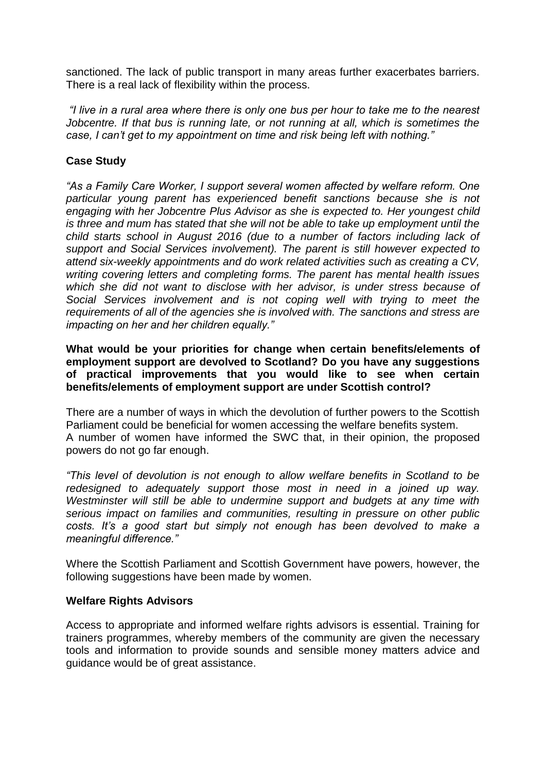sanctioned. The lack of public transport in many areas further exacerbates barriers. There is a real lack of flexibility within the process.

*"I live in a rural area where there is only one bus per hour to take me to the nearest Jobcentre. If that bus is running late, or not running at all, which is sometimes the case, I can't get to my appointment on time and risk being left with nothing."*

**Case Study**

*"As a Family Care Worker, I support several women affected by welfare reform. One particular young parent has experienced benefit sanctions because she is not engaging with her Jobcentre Plus Advisor as she is expected to. Her youngest child is three and mum has stated that she will not be able to take up employment until the child starts school in August 2016 (due to a number of factors including lack of support and Social Services involvement). The parent is still however expected to attend six-weekly appointments and do work related activities such as creating a CV, writing covering letters and completing forms. The parent has mental health issues which she did not want to disclose with her advisor, is under stress because of Social Services involvement and is not coping well with trying to meet the requirements of all of the agencies she is involved with. The sanctions and stress are impacting on her and her children equally."*

**What would be your priorities for change when certain benefits/elements of employment support are devolved to Scotland? Do you have any suggestions of practical improvements that you would like to see when certain benefits/elements of employment support are under Scottish control?**

There are a number of ways in which the devolution of further powers to the Scottish Parliament could be beneficial for women accessing the welfare benefits system. A number of women have informed the SWC that, in their opinion, the proposed powers do not go far enough.

*"This level of devolution is not enough to allow welfare benefits in Scotland to be redesigned to adequately support those most in need in a joined up way. Westminster will still be able to undermine support and budgets at any time with serious impact on families and communities, resulting in pressure on other public costs. It's a good start but simply not enough has been devolved to make a meaningful difference."*

Where the Scottish Parliament and Scottish Government have powers, however, the following suggestions have been made by women.

**Welfare Rights Advisors**

Access to appropriate and informed welfare rights advisors is essential. Training for trainers programmes, whereby members of the community are given the necessary tools and information to provide sounds and sensible money matters advice and guidance would be of great assistance.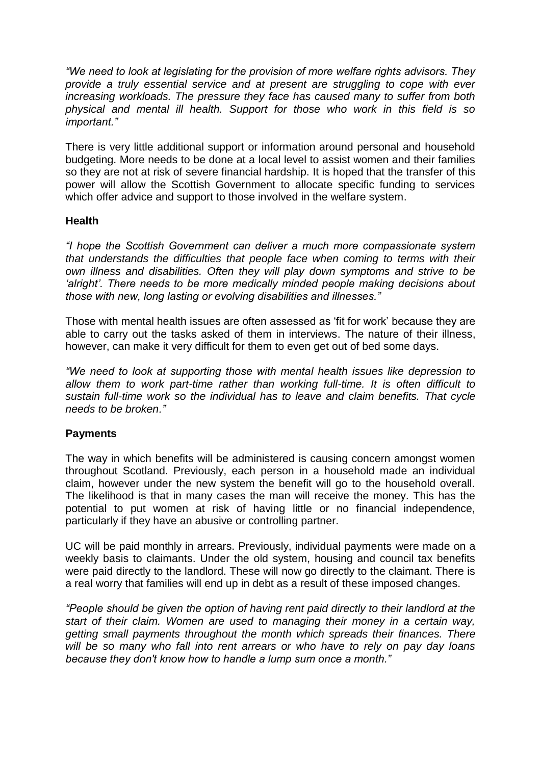*"We need to look at legislating for the provision of more welfare rights advisors. They provide a truly essential service and at present are struggling to cope with ever increasing workloads. The pressure they face has caused many to suffer from both physical and mental ill health. Support for those who work in this field is so important."*

There is very little additional support or information around personal and household budgeting. More needs to be done at a local level to assist women and their families so they are not at risk of severe financial hardship. It is hoped that the transfer of this power will allow the Scottish Government to allocate specific funding to services which offer advice and support to those involved in the welfare system.

**Health**

*"I hope the Scottish Government can deliver a much more compassionate system that understands the difficulties that people face when coming to terms with their own illness and disabilities. Often they will play down symptoms and strive to be 'alright'. There needs to be more medically minded people making decisions about those with new, long lasting or evolving disabilities and illnesses."*

Those with mental health issues are often assessed as 'fit for work' because they are able to carry out the tasks asked of them in interviews. The nature of their illness, however, can make it very difficult for them to even get out of bed some days.

*"We need to look at supporting those with mental health issues like depression to allow them to work part-time rather than working full-time. It is often difficult to sustain full-time work so the individual has to leave and claim benefits. That cycle needs to be broken."*

**Payments**

The way in which benefits will be administered is causing concern amongst women throughout Scotland. Previously, each person in a household made an individual claim, however under the new system the benefit will go to the household overall. The likelihood is that in many cases the man will receive the money. This has the potential to put women at risk of having little or no financial independence, particularly if they have an abusive or controlling partner.

UC will be paid monthly in arrears. Previously, individual payments were made on a weekly basis to claimants. Under the old system, housing and council tax benefits were paid directly to the landlord. These will now go directly to the claimant. There is a real worry that families will end up in debt as a result of these imposed changes.

*"People should be given the option of having rent paid directly to their landlord at the start of their claim. Women are used to managing their money in a certain way, getting small payments throughout the month which spreads their finances. There will be so many who fall into rent arrears or who have to rely on pay day loans because they don't know how to handle a lump sum once a month."*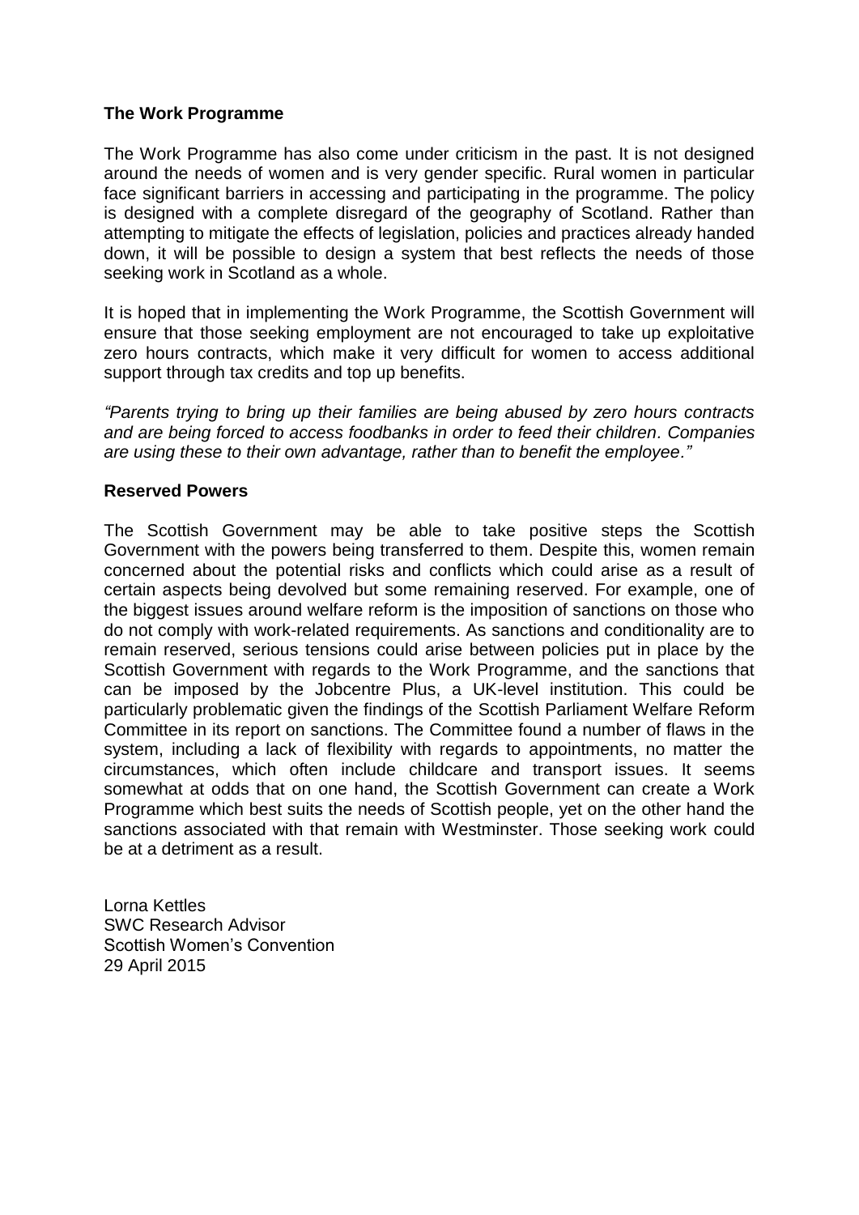**The Work Programme**

The Work Programme has also come under criticism in the past. It is not designed around the needs of women and is very gender specific. Rural women in particular face significant barriers in accessing and participating in the programme. The policy is designed with a complete disregard of the geography of Scotland. Rather than attempting to mitigate the effects of legislation, policies and practices already handed down, it will be possible to design a system that best reflects the needs of those seeking work in Scotland as a whole.

It is hoped that in implementing the Work Programme, the Scottish Government will ensure that those seeking employment are not encouraged to take up exploitative zero hours contracts, which make it very difficult for women to access additional support through tax credits and top up benefits.

*"Parents trying to bring up their families are being abused by zero hours contracts and are being forced to access foodbanks in order to feed their children. Companies are using these to their own advantage, rather than to benefit the employee."*

**Reserved Powers**

The Scottish Government may be able to take positive steps the Scottish Government with the powers being transferred to them. Despite this, women remain concerned about the potential risks and conflicts which could arise as a result of certain aspects being devolved but some remaining reserved. For example, one of the biggest issues around welfare reform is the imposition of sanctions on those who do not comply with work-related requirements. As sanctions and conditionality are to remain reserved, serious tensions could arise between policies put in place by the Scottish Government with regards to the Work Programme, and the sanctions that can be imposed by the Jobcentre Plus, a UK-level institution. This could be particularly problematic given the findings of the Scottish Parliament Welfare Reform Committee in its report on sanctions. The Committee found a number of flaws in the system, including a lack of flexibility with regards to appointments, no matter the circumstances, which often include childcare and transport issues. It seems somewhat at odds that on one hand, the Scottish Government can create a Work Programme which best suits the needs of Scottish people, yet on the other hand the sanctions associated with that remain with Westminster. Those seeking work could be at a detriment as a result.

Lorna Kettles
SWC Research Advisor
Scottish Women's Convention
29 April 2015